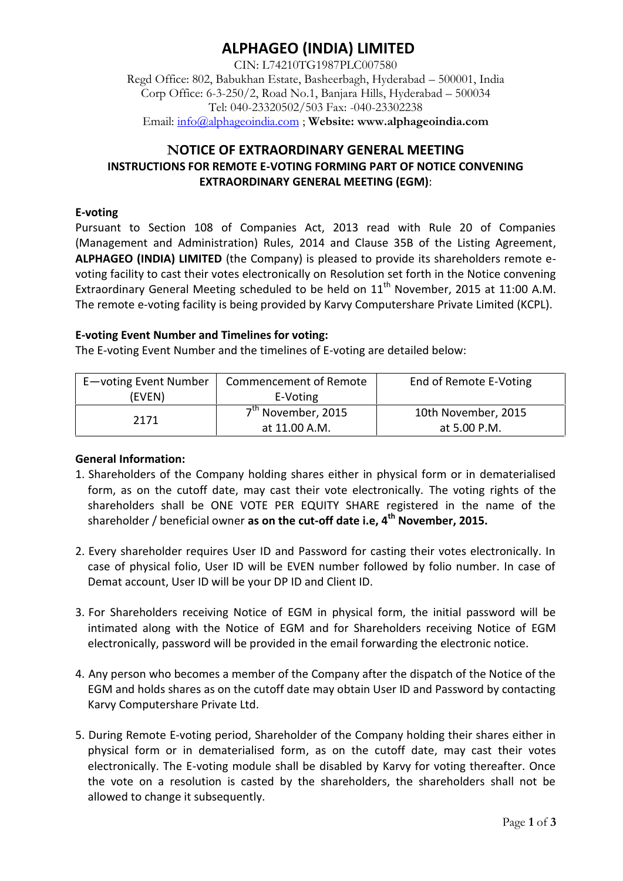# ALPHAGEO (INDIA) LIMITED

CIN: L74210TG1987PLC007580
Regd Office: 802, Babukhan Estate, Basheerbagh, Hyderabad – 500001, India
Corp Office: 6-3-250/2, Road No.1, Banjara Hills, Hyderabad – 500034
Tel: 040-23320502/503 Fax: -040-23302238
Email: info@alphageoindia.com ; **Website: www.alphageoindia.com**

## NOTICE OF EXTRAORDINARY GENERAL MEETING

### INSTRUCTIONS FOR REMOTE E-VOTING FORMING PART OF NOTICE CONVENING EXTRAORDINARY GENERAL MEETING (EGM):

**E-voting**

Pursuant to Section 108 of Companies Act, 2013 read with Rule 20 of Companies (Management and Administration) Rules, 2014 and Clause 35B of the Listing Agreement, **ALPHAGEO (INDIA) LIMITED** (the Company) is pleased to provide its shareholders remote e-voting facility to cast their votes electronically on Resolution set forth in the Notice convening Extraordinary General Meeting scheduled to be held on 11th November, 2015 at 11:00 A.M. The remote e-voting facility is being provided by Karvy Computershare Private Limited (KCPL).

**E-voting Event Number and Timelines for voting:**

The E-voting Event Number and the timelines of E-voting are detailed below:

| E—voting Event Number (EVEN) | Commencement of Remote E-Voting | End of Remote E-Voting |
|---|---|---|
| 2171 | 7th November, 2015 at 11.00 A.M. | 10th November, 2015 at 5.00 P.M. |

**General Information:**

1. Shareholders of the Company holding shares either in physical form or in dematerialised form, as on the cutoff date, may cast their vote electronically. The voting rights of the shareholders shall be ONE VOTE PER EQUITY SHARE registered in the name of the shareholder / beneficial owner **as on the cut-off date i.e, 4th November, 2015.**

2. Every shareholder requires User ID and Password for casting their votes electronically. In case of physical folio, User ID will be EVEN number followed by folio number. In case of Demat account, User ID will be your DP ID and Client ID.

3. For Shareholders receiving Notice of EGM in physical form, the initial password will be intimated along with the Notice of EGM and for Shareholders receiving Notice of EGM electronically, password will be provided in the email forwarding the electronic notice.

4. Any person who becomes a member of the Company after the dispatch of the Notice of the EGM and holds shares as on the cutoff date may obtain User ID and Password by contacting Karvy Computershare Private Ltd.

5. During Remote E-voting period, Shareholder of the Company holding their shares either in physical form or in dematerialised form, as on the cutoff date, may cast their votes electronically. The E-voting module shall be disabled by Karvy for voting thereafter. Once the vote on a resolution is casted by the shareholders, the shareholders shall not be allowed to change it subsequently.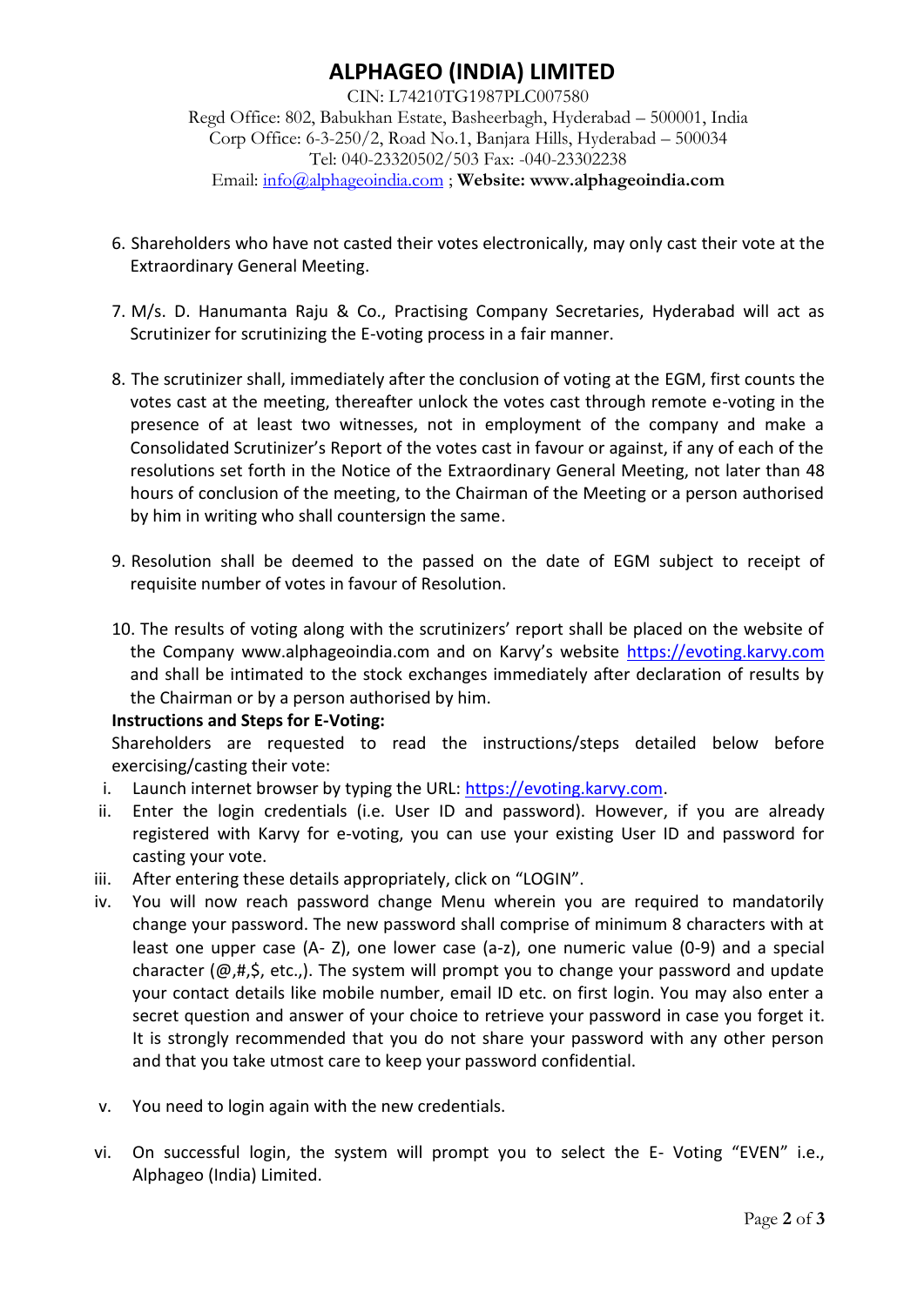# ALPHAGEO (INDIA) LIMITED

CIN: L74210TG1987PLC007580
Regd Office: 802, Babukhan Estate, Basheerbagh, Hyderabad – 500001, India
Corp Office: 6-3-250/2, Road No.1, Banjara Hills, Hyderabad – 500034
Tel: 040-23320502/503 Fax: -040-23302238
Email: info@alphageoindia.com ; **Website: www.alphageoindia.com**

6. Shareholders who have not casted their votes electronically, may only cast their vote at the Extraordinary General Meeting.

7. M/s. D. Hanumanta Raju & Co., Practising Company Secretaries, Hyderabad will act as Scrutinizer for scrutinizing the E-voting process in a fair manner.

8. The scrutinizer shall, immediately after the conclusion of voting at the EGM, first counts the votes cast at the meeting, thereafter unlock the votes cast through remote e-voting in the presence of at least two witnesses, not in employment of the company and make a Consolidated Scrutinizer's Report of the votes cast in favour or against, if any of each of the resolutions set forth in the Notice of the Extraordinary General Meeting, not later than 48 hours of conclusion of the meeting, to the Chairman of the Meeting or a person authorised by him in writing who shall countersign the same.

9. Resolution shall be deemed to the passed on the date of EGM subject to receipt of requisite number of votes in favour of Resolution.

10. The results of voting along with the scrutinizers' report shall be placed on the website of the Company www.alphageoindia.com and on Karvy's website https://evoting.karvy.com and shall be intimated to the stock exchanges immediately after declaration of results by the Chairman or by a person authorised by him.

**Instructions and Steps for E-Voting:**

Shareholders are requested to read the instructions/steps detailed below before exercising/casting their vote:

i. Launch internet browser by typing the URL: https://evoting.karvy.com.

ii. Enter the login credentials (i.e. User ID and password). However, if you are already registered with Karvy for e-voting, you can use your existing User ID and password for casting your vote.

iii. After entering these details appropriately, click on "LOGIN".

iv. You will now reach password change Menu wherein you are required to mandatorily change your password. The new password shall comprise of minimum 8 characters with at least one upper case (A- Z), one lower case (a-z), one numeric value (0-9) and a special character (@,#,$, etc.,). The system will prompt you to change your password and update your contact details like mobile number, email ID etc. on first login. You may also enter a secret question and answer of your choice to retrieve your password in case you forget it. It is strongly recommended that you do not share your password with any other person and that you take utmost care to keep your password confidential.

v. You need to login again with the new credentials.

vi. On successful login, the system will prompt you to select the E- Voting "EVEN" i.e., Alphageo (India) Limited.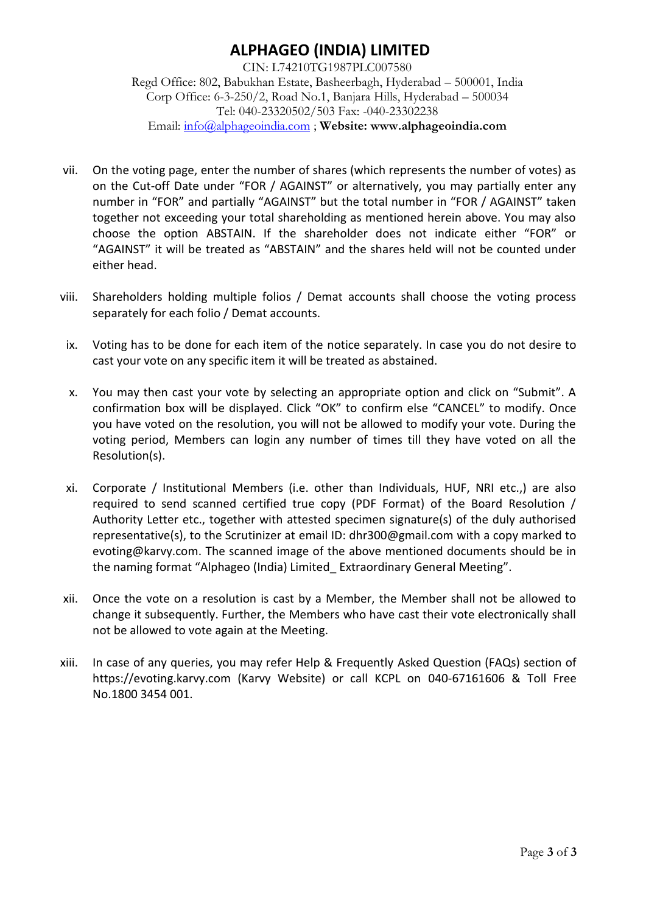# ALPHAGEO (INDIA) LIMITED

CIN: L74210TG1987PLC007580
Regd Office: 802, Babukhan Estate, Basheerbagh, Hyderabad – 500001, India
Corp Office: 6-3-250/2, Road No.1, Banjara Hills, Hyderabad – 500034
Tel: 040-23320502/503 Fax: -040-23302238
Email: info@alphageoindia.com ; **Website: www.alphageoindia.com**

vii. On the voting page, enter the number of shares (which represents the number of votes) as on the Cut-off Date under "FOR / AGAINST" or alternatively, you may partially enter any number in "FOR" and partially "AGAINST" but the total number in "FOR / AGAINST" taken together not exceeding your total shareholding as mentioned herein above. You may also choose the option ABSTAIN. If the shareholder does not indicate either "FOR" or "AGAINST" it will be treated as "ABSTAIN" and the shares held will not be counted under either head.

viii. Shareholders holding multiple folios / Demat accounts shall choose the voting process separately for each folio / Demat accounts.

ix. Voting has to be done for each item of the notice separately. In case you do not desire to cast your vote on any specific item it will be treated as abstained.

x. You may then cast your vote by selecting an appropriate option and click on "Submit". A confirmation box will be displayed. Click "OK" to confirm else "CANCEL" to modify. Once you have voted on the resolution, you will not be allowed to modify your vote. During the voting period, Members can login any number of times till they have voted on all the Resolution(s).

xi. Corporate / Institutional Members (i.e. other than Individuals, HUF, NRI etc.,) are also required to send scanned certified true copy (PDF Format) of the Board Resolution / Authority Letter etc., together with attested specimen signature(s) of the duly authorised representative(s), to the Scrutinizer at email ID: dhr300@gmail.com with a copy marked to evoting@karvy.com. The scanned image of the above mentioned documents should be in the naming format "Alphageo (India) Limited_ Extraordinary General Meeting".

xii. Once the vote on a resolution is cast by a Member, the Member shall not be allowed to change it subsequently. Further, the Members who have cast their vote electronically shall not be allowed to vote again at the Meeting.

xiii. In case of any queries, you may refer Help & Frequently Asked Question (FAQs) section of https://evoting.karvy.com (Karvy Website) or call KCPL on 040-67161606 & Toll Free No.1800 3454 001.